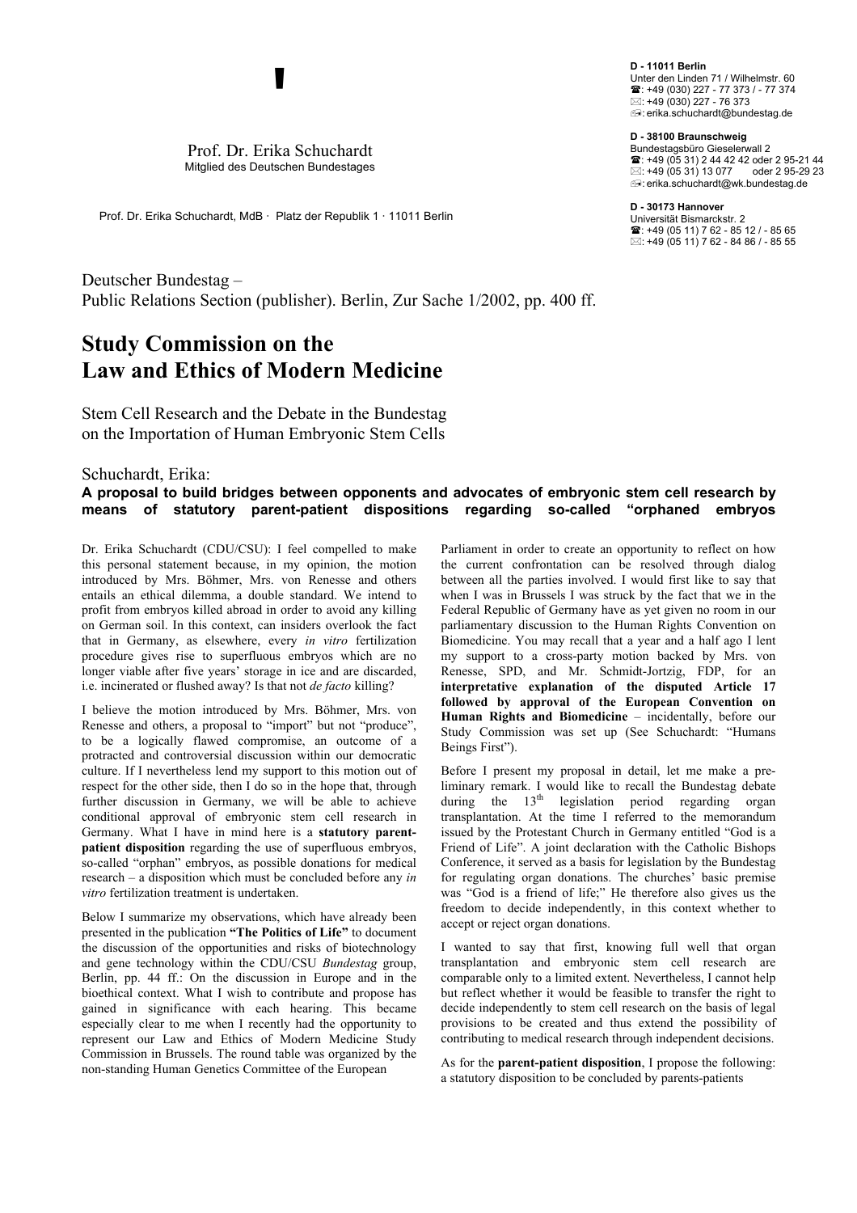Prof. Dr. Erika Schuchardt
Mitglied des Deutschen Bundestages

Prof. Dr. Erika Schuchardt, MdB · Platz der Republik 1 · 11011 Berlin

**D - 11011 Berlin**
Unter den Linden 71 / Wilhelmstr. 60
☎: +49 (030) 227 - 77 373 / - 77 374
✉: +49 (030) 227 - 76 373
erika.schuchardt@bundestag.de

**D - 38100 Braunschweig**
Bundestagsbüro Gieselerwall 2
☎: +49 (05 31) 2 44 42 42 oder 2 95-21 44
✉: +49 (05 31) 13 077 oder 2 95-29 23
erika.schuchardt@wk.bundestag.de

**D - 30173 Hannover**
Universität Bismarckstr. 2
☎: +49 (05 11) 7 62 - 85 12 / - 85 65
✉: +49 (05 11) 7 62 - 84 86 / - 85 55

Deutscher Bundestag –
Public Relations Section (publisher). Berlin, Zur Sache 1/2002, pp. 400 ff.

# Study Commission on the Law and Ethics of Modern Medicine

Stem Cell Research and the Debate in the Bundestag on the Importation of Human Embryonic Stem Cells

Schuchardt, Erika:

**A proposal to build bridges between opponents and advocates of embryonic stem cell research by means of statutory parent-patient dispositions regarding so-called "orphaned embryos**

Dr. Erika Schuchardt (CDU/CSU): I feel compelled to make this personal statement because, in my opinion, the motion introduced by Mrs. Böhmer, Mrs. von Renesse and others entails an ethical dilemma, a double standard. We intend to profit from embryos killed abroad in order to avoid any killing on German soil. In this context, can insiders overlook the fact that in Germany, as elsewhere, every *in vitro* fertilization procedure gives rise to superfluous embryos which are no longer viable after five years' storage in ice and are discarded, i.e. incinerated or flushed away? Is that not *de facto* killing?

I believe the motion introduced by Mrs. Böhmer, Mrs. von Renesse and others, a proposal to "import" but not "produce", to be a logically flawed compromise, an outcome of a protracted and controversial discussion within our democratic culture. If I nevertheless lend my support to this motion out of respect for the other side, then I do so in the hope that, through further discussion in Germany, we will be able to achieve conditional approval of embryonic stem cell research in Germany. What I have in mind here is a **statutory parent-patient disposition** regarding the use of superfluous embryos, so-called "orphan" embryos, as possible donations for medical research – a disposition which must be concluded before any *in vitro* fertilization treatment is undertaken.

Below I summarize my observations, which have already been presented in the publication **"The Politics of Life"** to document the discussion of the opportunities and risks of biotechnology and gene technology within the CDU/CSU *Bundestag* group, Berlin, pp. 44 ff.: On the discussion in Europe and in the bioethical context. What I wish to contribute and propose has gained in significance with each hearing. This became especially clear to me when I recently had the opportunity to represent our Law and Ethics of Modern Medicine Study Commission in Brussels. The round table was organized by the non-standing Human Genetics Committee of the European Parliament in order to create an opportunity to reflect on how the current confrontation can be resolved through dialog between all the parties involved. I would first like to say that when I was in Brussels I was struck by the fact that we in the Federal Republic of Germany have as yet given no room in our parliamentary discussion to the Human Rights Convention on Biomedicine. You may recall that a year and a half ago I lent my support to a cross-party motion backed by Mrs. von Renesse, SPD, and Mr. Schmidt-Jortzig, FDP, for an **interpretative explanation of the disputed Article 17 followed by approval of the European Convention on Human Rights and Biomedicine** – incidentally, before our Study Commission was set up (See Schuchardt: "Humans Beings First").

Before I present my proposal in detail, let me make a preliminary remark. I would like to recall the Bundestag debate during the 13[th] legislation period regarding organ transplantation. At the time I referred to the memorandum issued by the Protestant Church in Germany entitled "God is a Friend of Life". A joint declaration with the Catholic Bishops Conference, it served as a basis for legislation by the Bundestag for regulating organ donations. The churches' basic premise was "God is a friend of life;" He therefore also gives us the freedom to decide independently, in this context whether to accept or reject organ donations.

I wanted to say that first, knowing full well that organ transplantation and embryonic stem cell research are comparable only to a limited extent. Nevertheless, I cannot help but reflect whether it would be feasible to transfer the right to decide independently to stem cell research on the basis of legal provisions to be created and thus extend the possibility of contributing to medical research through independent decisions.

As for the **parent-patient disposition**, I propose the following: a statutory disposition to be concluded by parents-patients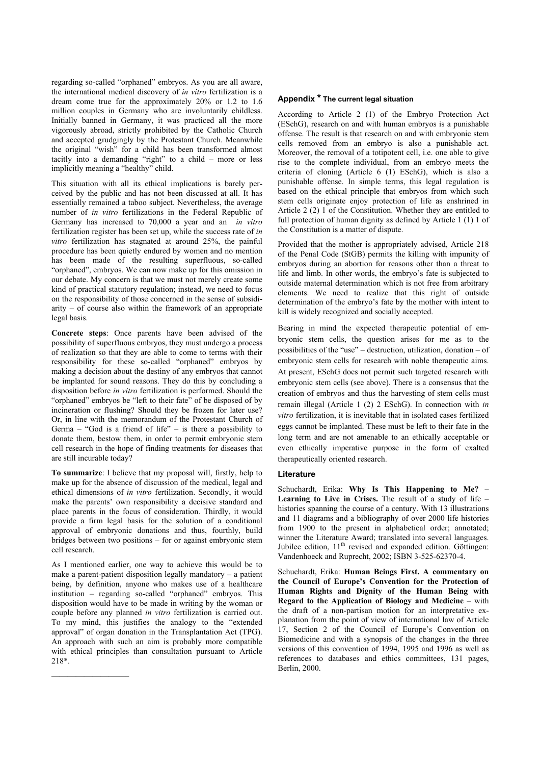regarding so-called “orphaned” embryos. As you are all aware, the international medical discovery of *in vitro* fertilization is a dream come true for the approximately 20% or 1.2 to 1.6 million couples in Germany who are involuntarily childless. Initially banned in Germany, it was practiced all the more vigorously abroad, strictly prohibited by the Catholic Church and accepted grudgingly by the Protestant Church. Meanwhile the original “wish” for a child has been transformed almost tacitly into a demanding “right” to a child – more or less implicitly meaning a “healthy” child.

This situation with all its ethical implications is barely perceived by the public and has not been discussed at all. It has essentially remained a taboo subject. Nevertheless, the average number of *in vitro* fertilizations in the Federal Republic of Germany has increased to 70,000 a year and an *in vitro* fertilization register has been set up, while the success rate of *in vitro* fertilization has stagnated at around 25%, the painful procedure has been quietly endured by women and no mention has been made of the resulting superfluous, so-called “orphaned”, embryos. We can now make up for this omission in our debate. My concern is that we must not merely create some kind of practical statutory regulation; instead, we need to focus on the responsibility of those concerned in the sense of subsidiarity – of course also within the framework of an appropriate legal basis.

**Concrete steps**: Once parents have been advised of the possibility of superfluous embryos, they must undergo a process of realization so that they are able to come to terms with their responsibility for these so-called “orphaned” embryos by making a decision about the destiny of any embryos that cannot be implanted for sound reasons. They do this by concluding a disposition before *in vitro* fertilization is performed. Should the “orphaned” embryos be “left to their fate” of be disposed of by incineration or flushing? Should they be frozen for later use? Or, in line with the memorandum of the Protestant Church of Germa – “God is a friend of life” – is there a possibility to donate them, bestow them, in order to permit embryonic stem cell research in the hope of finding treatments for diseases that are still incurable today?

**To summarize**: I believe that my proposal will, firstly, help to make up for the absence of discussion of the medical, legal and ethical dimensions of *in vitro* fertilization. Secondly, it would make the parents’ own responsibility a decisive standard and place parents in the focus of consideration. Thirdly, it would provide a firm legal basis for the solution of a conditional approval of embryonic donations and thus, fourthly, build bridges between two positions – for or against embryonic stem cell research.

As I mentioned earlier, one way to achieve this would be to make a parent-patient disposition legally mandatory – a patient being, by definition, anyone who makes use of a healthcare institution – regarding so-called “orphaned” embryos. This disposition would have to be made in writing by the woman or couple before any planned *in vitro* fertilization is carried out. To my mind, this justifies the analogy to the “extended approval” of organ donation in the Transplantation Act (TPG). An approach with such an aim is probably more compatible with ethical principles than consultation pursuant to Article 218*.

## Appendix * The current legal situation

According to Article 2 (1) of the Embryo Protection Act (ESchG), research on and with human embryos is a punishable offense. The result is that research on and with embryonic stem cells removed from an embryo is also a punishable act. Moreover, the removal of a totipotent cell, i.e. one able to give rise to the complete individual, from an embryo meets the criteria of cloning (Article 6 (1) ESchG), which is also a punishable offense. In simple terms, this legal regulation is based on the ethical principle that embryos from which such stem cells originate enjoy protection of life as enshrined in Article 2 (2) 1 of the Constitution. Whether they are entitled to full protection of human dignity as defined by Article 1 (1) 1 of the Constitution is a matter of dispute.

Provided that the mother is appropriately advised, Article 218 of the Penal Code (StGB) permits the killing with impunity of embryos during an abortion for reasons other than a threat to life and limb. In other words, the embryo’s fate is subjected to outside maternal determination which is not free from arbitrary elements. We need to realize that this right of outside determination of the embryo’s fate by the mother with intent to kill is widely recognized and socially accepted.

Bearing in mind the expected therapeutic potential of embryonic stem cells, the question arises for me as to the possibilities of the “use” – destruction, utilization, donation – of embryonic stem cells for research with noble therapeutic aims. At present, ESchG does not permit such targeted research with embryonic stem cells (see above). There is a consensus that the creation of embryos and thus the harvesting of stem cells must remain illegal (Article 1 (2) 2 ESchG). In connection with *in vitro* fertilization, it is inevitable that in isolated cases fertilized eggs cannot be implanted. These must be left to their fate in the long term and are not amenable to an ethically acceptable or even ethically imperative purpose in the form of exalted therapeutically oriented research.

## Literature

Schuchardt, Erika: **Why Is This Happening to Me? – Learning to Live in Crises.** The result of a study of life – histories spanning the course of a century. With 13 illustrations and 11 diagrams and a bibliography of over 2000 life histories from 1900 to the present in alphabetical order; annotated; winner the Literature Award; translated into several languages. Jubilee edition, 11th revised and expanded edition. Göttingen: Vandenhoeck and Ruprecht, 2002; ISBN 3-525-62370-4.

Schuchardt, Erika: **Human Beings First. A commentary on the Council of Europe’s Convention for the Protection of Human Rights and Dignity of the Human Being with Regard to the Application of Biology and Medicine** – with the draft of a non-partisan motion for an interpretative explanation from the point of view of international law of Article 17, Section 2 of the Council of Europe’s Convention on Biomedicine and with a synopsis of the changes in the three versions of this convention of 1994, 1995 and 1996 as well as references to databases and ethics committees, 131 pages, Berlin, 2000.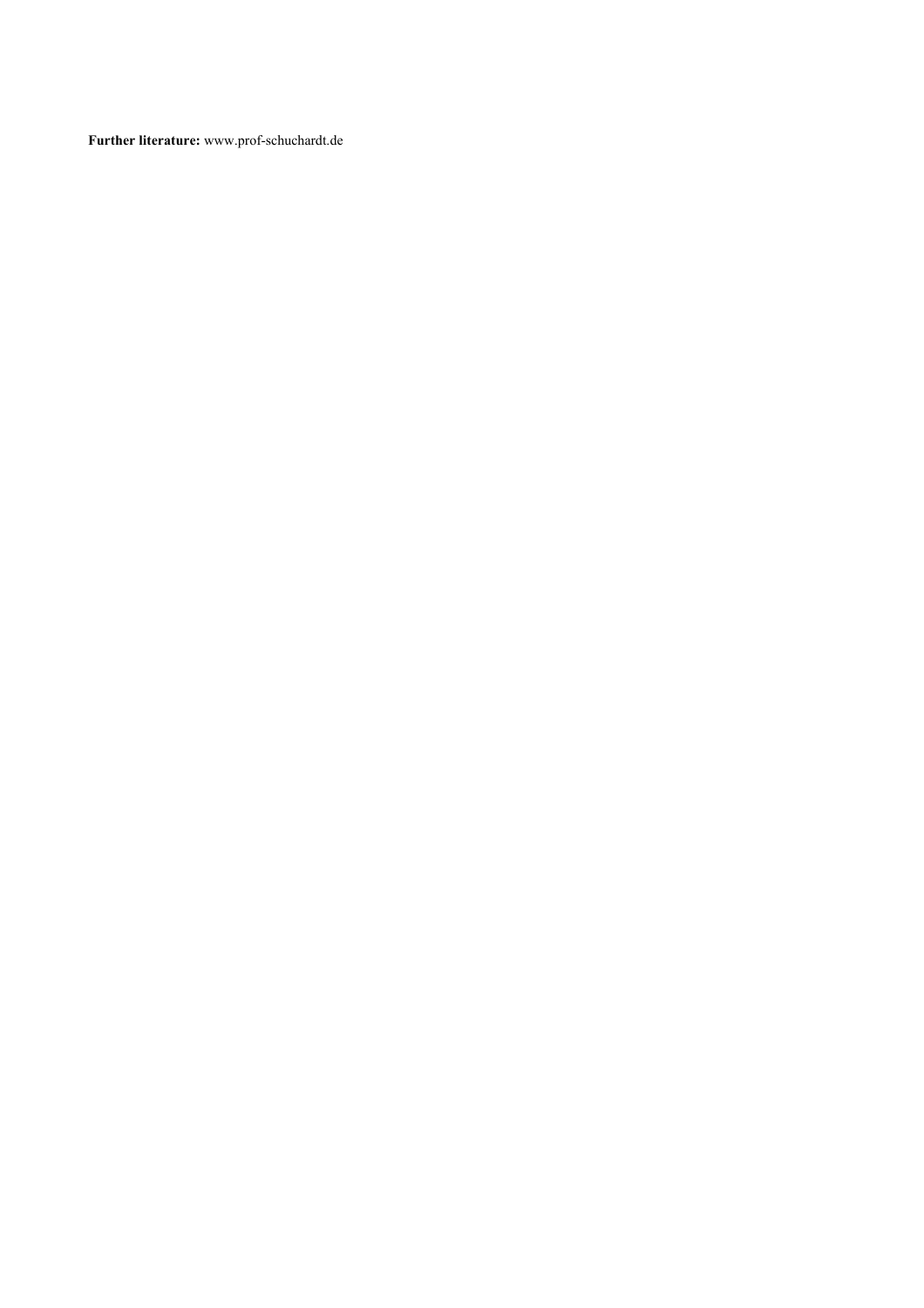**Further literature:** www.prof-schuchardt.de